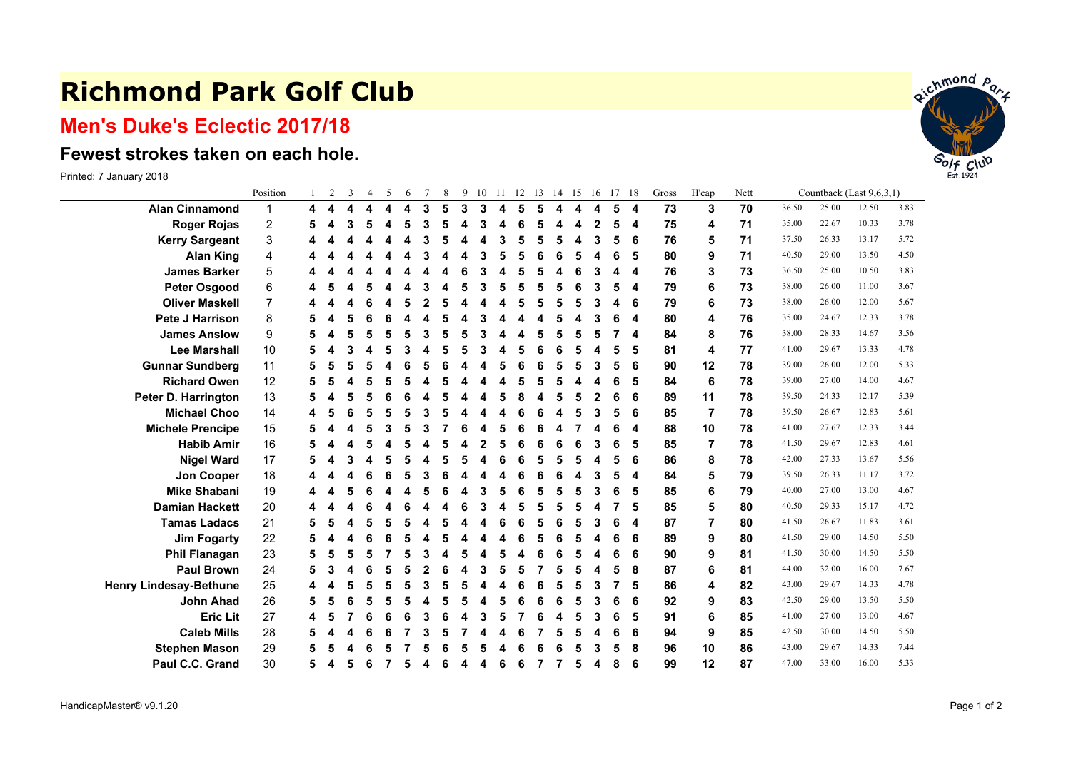# Richmond Park Golf Club

## Men's Duke's Eclectic 2017/18

### Fewest strokes taken on each hole.

Printed: 7 January 2018

| | Position | 1 | 2 | 3 | 4 | 5 | 6 | 7 | 8 | 9 | 10 | 11 | 12 | 13 | 14 | 15 | 16 | 17 | 18 | Gross | H'cap | Nett | Countback (Last 9,6,3,1) | | | |
|---|---|---|---|---|---|---|---|---|---|---|---|---|---|---|---|---|---|---|---|---|---|---|---|---|---|---|
| **Alan Cinnamond** | 1 | 4 | 4 | 4 | 4 | 4 | 4 | 3 | 5 | 3 | 3 | 4 | 5 | 5 | 4 | 4 | 4 | 5 | 4 | 73 | 3 | 70 | 36.50 | 25.00 | 12.50 | 3.83 |
| **Roger Rojas** | 2 | 5 | 4 | 3 | 5 | 4 | 5 | 3 | 5 | 4 | 3 | 4 | 6 | 5 | 4 | 4 | 2 | 5 | 4 | 75 | 4 | 71 | 35.00 | 22.67 | 10.33 | 3.78 |
| **Kerry Sargeant** | 3 | 4 | 4 | 4 | 4 | 4 | 4 | 3 | 5 | 4 | 4 | 3 | 5 | 5 | 5 | 4 | 3 | 5 | 6 | 76 | 5 | 71 | 37.50 | 26.33 | 13.17 | 5.72 |
| **Alan King** | 4 | 4 | 4 | 4 | 4 | 4 | 4 | 3 | 4 | 4 | 3 | 5 | 5 | 6 | 6 | 5 | 4 | 6 | 5 | 80 | 9 | 71 | 40.50 | 29.00 | 13.50 | 4.50 |
| **James Barker** | 5 | 4 | 4 | 4 | 4 | 4 | 4 | 4 | 4 | 6 | 3 | 4 | 5 | 5 | 4 | 6 | 3 | 4 | 4 | 76 | 3 | 73 | 36.50 | 25.00 | 10.50 | 3.83 |
| **Peter Osgood** | 6 | 4 | 5 | 4 | 5 | 4 | 4 | 3 | 4 | 5 | 3 | 5 | 5 | 5 | 5 | 6 | 3 | 5 | 4 | 79 | 6 | 73 | 38.00 | 26.00 | 11.00 | 3.67 |
| **Oliver Maskell** | 7 | 4 | 4 | 4 | 6 | 4 | 5 | 2 | 5 | 4 | 4 | 4 | 5 | 5 | 5 | 5 | 3 | 4 | 6 | 79 | 6 | 73 | 38.00 | 26.00 | 12.00 | 5.67 |
| **Pete J Harrison** | 8 | 5 | 4 | 5 | 6 | 6 | 4 | 4 | 5 | 4 | 3 | 4 | 4 | 4 | 5 | 4 | 3 | 6 | 4 | 80 | 4 | 76 | 35.00 | 24.67 | 12.33 | 3.78 |
| **James Anslow** | 9 | 5 | 4 | 5 | 5 | 5 | 5 | 3 | 5 | 5 | 3 | 4 | 4 | 5 | 5 | 5 | 5 | 7 | 4 | 84 | 8 | 76 | 38.00 | 28.33 | 14.67 | 3.56 |
| **Lee Marshall** | 10 | 5 | 4 | 3 | 4 | 5 | 3 | 4 | 5 | 5 | 3 | 4 | 5 | 6 | 6 | 5 | 4 | 5 | 5 | 81 | 4 | 77 | 41.00 | 29.67 | 13.33 | 4.78 |
| **Gunnar Sundberg** | 11 | 5 | 5 | 5 | 5 | 4 | 6 | 5 | 6 | 4 | 4 | 5 | 6 | 6 | 5 | 5 | 3 | 5 | 6 | 90 | 12 | 78 | 39.00 | 26.00 | 12.00 | 5.33 |
| **Richard Owen** | 12 | 5 | 5 | 4 | 5 | 5 | 5 | 4 | 5 | 4 | 4 | 4 | 4 | 5 | 5 | 4 | 4 | 6 | 5 | 84 | 6 | 78 | 39.00 | 27.00 | 14.00 | 4.67 |
| **Peter D. Harrington** | 13 | 5 | 4 | 5 | 5 | 6 | 6 | 4 | 5 | 4 | 4 | 5 | 8 | 4 | 5 | 5 | 2 | 6 | 6 | 89 | 11 | 78 | 39.50 | 24.33 | 12.17 | 5.39 |
| **Michael Choo** | 14 | 4 | 5 | 6 | 5 | 5 | 5 | 3 | 5 | 4 | 4 | 4 | 6 | 6 | 4 | 5 | 3 | 5 | 6 | 85 | 7 | 78 | 39.50 | 26.67 | 12.83 | 5.61 |
| **Michele Prencipe** | 15 | 5 | 4 | 4 | 5 | 3 | 5 | 3 | 7 | 6 | 4 | 5 | 6 | 6 | 4 | 7 | 4 | 6 | 4 | 88 | 10 | 78 | 41.00 | 27.67 | 12.33 | 3.44 |
| **Habib Amir** | 16 | 5 | 4 | 4 | 5 | 4 | 5 | 4 | 5 | 4 | 2 | 5 | 6 | 6 | 6 | 6 | 3 | 6 | 5 | 85 | 7 | 78 | 41.50 | 29.67 | 12.83 | 4.61 |
| **Nigel Ward** | 17 | 5 | 4 | 3 | 4 | 5 | 5 | 4 | 5 | 5 | 4 | 6 | 6 | 5 | 5 | 5 | 4 | 5 | 6 | 86 | 8 | 78 | 42.00 | 27.33 | 13.67 | 5.56 |
| **Jon Cooper** | 18 | 4 | 4 | 4 | 6 | 6 | 5 | 3 | 6 | 4 | 4 | 4 | 6 | 6 | 6 | 4 | 3 | 5 | 4 | 84 | 5 | 79 | 39.50 | 26.33 | 11.17 | 3.72 |
| **Mike Shabani** | 19 | 4 | 4 | 5 | 6 | 4 | 4 | 5 | 6 | 4 | 3 | 5 | 6 | 5 | 5 | 5 | 3 | 6 | 5 | 85 | 6 | 79 | 40.00 | 27.00 | 13.00 | 4.67 |
| **Damian Hackett** | 20 | 4 | 4 | 4 | 6 | 4 | 6 | 4 | 4 | 6 | 3 | 4 | 5 | 5 | 5 | 5 | 4 | 7 | 5 | 85 | 5 | 80 | 40.50 | 29.33 | 15.17 | 4.72 |
| **Tamas Ladacs** | 21 | 5 | 5 | 4 | 5 | 5 | 5 | 4 | 5 | 4 | 4 | 6 | 6 | 5 | 6 | 5 | 3 | 6 | 4 | 87 | 7 | 80 | 41.50 | 26.67 | 11.83 | 3.61 |
| **Jim Fogarty** | 22 | 5 | 4 | 4 | 6 | 6 | 5 | 4 | 5 | 4 | 4 | 4 | 6 | 5 | 6 | 5 | 4 | 6 | 6 | 89 | 9 | 80 | 41.50 | 29.00 | 14.50 | 5.50 |
| **Phil Flanagan** | 23 | 5 | 5 | 5 | 5 | 7 | 5 | 3 | 4 | 5 | 4 | 5 | 4 | 6 | 6 | 5 | 4 | 6 | 6 | 90 | 9 | 81 | 41.50 | 30.00 | 14.50 | 5.50 |
| **Paul Brown** | 24 | 5 | 3 | 4 | 6 | 5 | 5 | 2 | 6 | 4 | 3 | 5 | 5 | 7 | 5 | 5 | 4 | 5 | 8 | 87 | 6 | 81 | 44.00 | 32.00 | 16.00 | 7.67 |
| **Henry Lindesay-Bethune** | 25 | 4 | 4 | 5 | 5 | 5 | 5 | 3 | 5 | 5 | 4 | 4 | 6 | 6 | 5 | 5 | 3 | 7 | 5 | 86 | 4 | 82 | 43.00 | 29.67 | 14.33 | 4.78 |
| **John Ahad** | 26 | 5 | 5 | 6 | 5 | 5 | 5 | 4 | 5 | 5 | 4 | 5 | 6 | 6 | 6 | 5 | 3 | 6 | 6 | 92 | 9 | 83 | 42.50 | 29.00 | 13.50 | 5.50 |
| **Eric Lit** | 27 | 4 | 5 | 7 | 6 | 6 | 6 | 3 | 6 | 4 | 3 | 5 | 7 | 6 | 4 | 5 | 3 | 6 | 5 | 91 | 6 | 85 | 41.00 | 27.00 | 13.00 | 4.67 |
| **Caleb Mills** | 28 | 5 | 4 | 4 | 6 | 6 | 7 | 3 | 5 | 7 | 4 | 4 | 6 | 7 | 5 | 5 | 4 | 6 | 6 | 94 | 9 | 85 | 42.50 | 30.00 | 14.50 | 5.50 |
| **Stephen Mason** | 29 | 5 | 5 | 4 | 6 | 5 | 7 | 5 | 6 | 5 | 5 | 4 | 6 | 6 | 6 | 5 | 3 | 5 | 8 | 96 | 10 | 86 | 43.00 | 29.67 | 14.33 | 7.44 |
| **Paul C.C. Grand** | 30 | 5 | 4 | 5 | 6 | 7 | 5 | 4 | 6 | 4 | 4 | 6 | 6 | 7 | 7 | 5 | 4 | 8 | 6 | 99 | 12 | 87 | 47.00 | 33.00 | 16.00 | 5.33 |

HandicapMaster® v9.1.20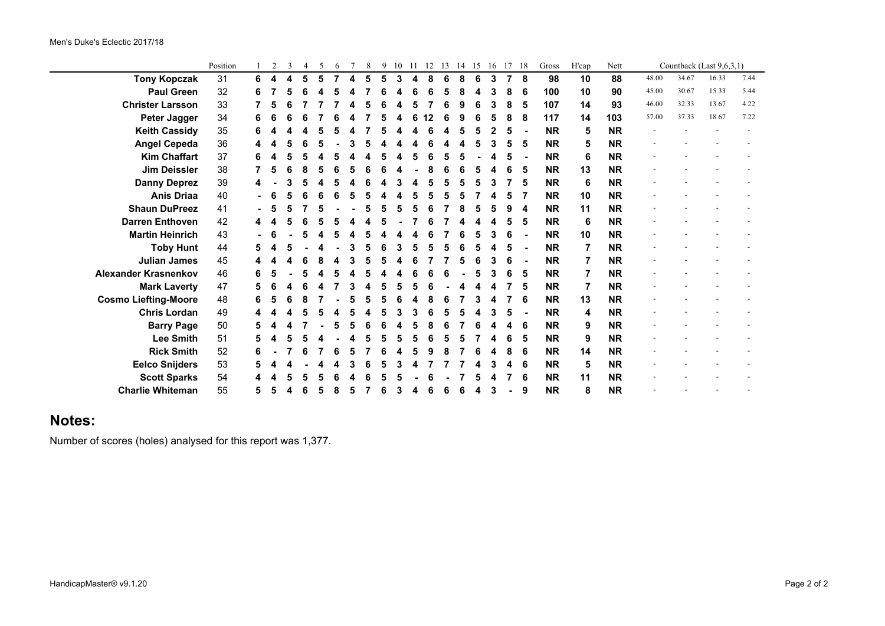Men's Duke's Eclectic 2017/18

| | Position | 1 | 2 | 3 | 4 | 5 | 6 | 7 | 8 | 9 | 10 | 11 | 12 | 13 | 14 | 15 | 16 | 17 | 18 | Gross | H'cap | Nett | Countback (Last 9,6,3,1) | | | |
|---|---|---|---|---|---|---|---|---|---|---|---|---|---|---|---|---|---|---|---|---|---|---|---|---|---|---|
| **Tony Kopczak** | 31 | **6** | **4** | **4** | **5** | **5** | **7** | **4** | **5** | **5** | **3** | **4** | **8** | **6** | **8** | **6** | **3** | **7** | **8** | **98** | **10** | **88** | 48.00 | 34.67 | 16.33 | 7.44 |
| **Paul Green** | 32 | **6** | **7** | **5** | **6** | **4** | **5** | **4** | **7** | **6** | **4** | **6** | **6** | **5** | **8** | **4** | **3** | **8** | **6** | **100** | **10** | **90** | 45.00 | 30.67 | 15.33 | 5.44 |
| **Christer Larsson** | 33 | **7** | **5** | **6** | **7** | **7** | **7** | **4** | **5** | **6** | **4** | **5** | **7** | **6** | **9** | **6** | **3** | **8** | **5** | **107** | **14** | **93** | 46.00 | 32.33 | 13.67 | 4.22 |
| **Peter Jagger** | 34 | **6** | **6** | **6** | **6** | **7** | **6** | **4** | **7** | **5** | **4** | **6** | **12** | **6** | **9** | **6** | **5** | **8** | **8** | **117** | **14** | **103** | 57.00 | 37.33 | 18.67 | 7.22 |
| **Keith Cassidy** | 35 | **6** | **4** | **4** | **4** | **5** | **5** | **4** | **7** | **5** | **4** | **4** | **6** | **4** | **5** | **5** | **2** | **5** | **-** | **NR** | **5** | **NR** | - | - | - | - |
| **Angel Cepeda** | 36 | **4** | **4** | **5** | **6** | **5** | **-** | **3** | **5** | **4** | **4** | **4** | **6** | **4** | **4** | **5** | **3** | **5** | **5** | **NR** | **5** | **NR** | - | - | - | - |
| **Kim Chaffart** | 37 | **6** | **4** | **5** | **5** | **4** | **5** | **4** | **4** | **5** | **4** | **5** | **6** | **5** | **5** | **-** | **4** | **5** | **-** | **NR** | **6** | **NR** | - | - | - | - |
| **Jim Deissler** | 38 | **7** | **5** | **6** | **8** | **5** | **6** | **5** | **6** | **6** | **4** | **-** | **8** | **6** | **6** | **5** | **4** | **6** | **5** | **NR** | **13** | **NR** | - | - | - | - |
| **Danny Deprez** | 39 | **4** | **-** | **3** | **5** | **4** | **5** | **4** | **6** | **4** | **3** | **4** | **5** | **5** | **5** | **5** | **3** | **7** | **5** | **NR** | **6** | **NR** | - | - | - | - |
| **Anis Driaa** | 40 | **-** | **6** | **5** | **6** | **6** | **6** | **5** | **5** | **4** | **4** | **5** | **5** | **5** | **5** | **7** | **4** | **5** | **7** | **NR** | **10** | **NR** | - | - | - | - |
| **Shaun DuPreez** | 41 | **-** | **5** | **5** | **7** | **5** | **-** | **-** | **5** | **5** | **5** | **5** | **6** | **7** | **8** | **5** | **5** | **9** | **4** | **NR** | **11** | **NR** | - | - | - | - |
| **Darren Enthoven** | 42 | **4** | **4** | **5** | **6** | **5** | **5** | **4** | **4** | **5** | **-** | **7** | **6** | **7** | **4** | **4** | **4** | **5** | **5** | **NR** | **6** | **NR** | - | - | - | - |
| **Martin Heinrich** | 43 | **-** | **6** | **-** | **5** | **4** | **5** | **4** | **5** | **4** | **4** | **4** | **6** | **7** | **6** | **5** | **3** | **6** | **-** | **NR** | **10** | **NR** | - | - | - | - |
| **Toby Hunt** | 44 | **5** | **4** | **5** | **-** | **4** | **-** | **3** | **5** | **6** | **3** | **5** | **5** | **5** | **6** | **5** | **4** | **5** | **-** | **NR** | **7** | **NR** | - | - | - | - |
| **Julian James** | 45 | **4** | **4** | **4** | **6** | **8** | **4** | **3** | **5** | **5** | **4** | **6** | **7** | **7** | **5** | **6** | **3** | **6** | **-** | **NR** | **7** | **NR** | - | - | - | - |
| **Alexander Krasnenkov** | 46 | **6** | **5** | **-** | **5** | **4** | **5** | **4** | **5** | **4** | **4** | **6** | **6** | **6** | **-** | **5** | **3** | **6** | **5** | **NR** | **7** | **NR** | - | - | - | - |
| **Mark Laverty** | 47 | **5** | **6** | **4** | **6** | **4** | **7** | **3** | **4** | **5** | **5** | **5** | **6** | **-** | **4** | **4** | **4** | **7** | **5** | **NR** | **7** | **NR** | - | - | - | - |
| **Cosmo Liefting-Moore** | 48 | **6** | **5** | **6** | **8** | **7** | **-** | **5** | **5** | **5** | **6** | **4** | **8** | **6** | **7** | **3** | **4** | **7** | **6** | **NR** | **13** | **NR** | - | - | - | - |
| **Chris Lordan** | 49 | **4** | **4** | **4** | **5** | **5** | **4** | **5** | **4** | **5** | **3** | **3** | **6** | **5** | **5** | **4** | **3** | **5** | **-** | **NR** | **4** | **NR** | - | - | - | - |
| **Barry Page** | 50 | **5** | **4** | **4** | **7** | **-** | **5** | **5** | **6** | **6** | **4** | **5** | **8** | **6** | **7** | **6** | **4** | **4** | **6** | **NR** | **9** | **NR** | - | - | - | - |
| **Lee Smith** | 51 | **5** | **4** | **5** | **5** | **4** | **-** | **4** | **5** | **5** | **5** | **5** | **6** | **5** | **5** | **7** | **4** | **6** | **5** | **NR** | **9** | **NR** | - | - | - | - |
| **Rick Smith** | 52 | **6** | **-** | **7** | **6** | **7** | **6** | **5** | **7** | **6** | **4** | **5** | **9** | **8** | **7** | **6** | **4** | **8** | **6** | **NR** | **14** | **NR** | - | - | - | - |
| **Eelco Snijders** | 53 | **5** | **4** | **4** | **-** | **4** | **4** | **3** | **6** | **5** | **3** | **4** | **7** | **7** | **7** | **4** | **3** | **4** | **6** | **NR** | **5** | **NR** | - | - | - | - |
| **Scott Sparks** | 54 | **4** | **4** | **5** | **5** | **5** | **6** | **4** | **6** | **5** | **5** | **-** | **6** | **-** | **7** | **5** | **4** | **7** | **6** | **NR** | **11** | **NR** | - | - | - | - |
| **Charlie Whiteman** | 55 | **5** | **5** | **4** | **6** | **5** | **8** | **5** | **7** | **6** | **3** | **4** | **6** | **6** | **6** | **4** | **3** | **-** | **9** | **NR** | **8** | **NR** | - | - | - | - |

## Notes:

Number of scores (holes) analysed for this report was 1,377.

HandicapMaster® v9.1.20